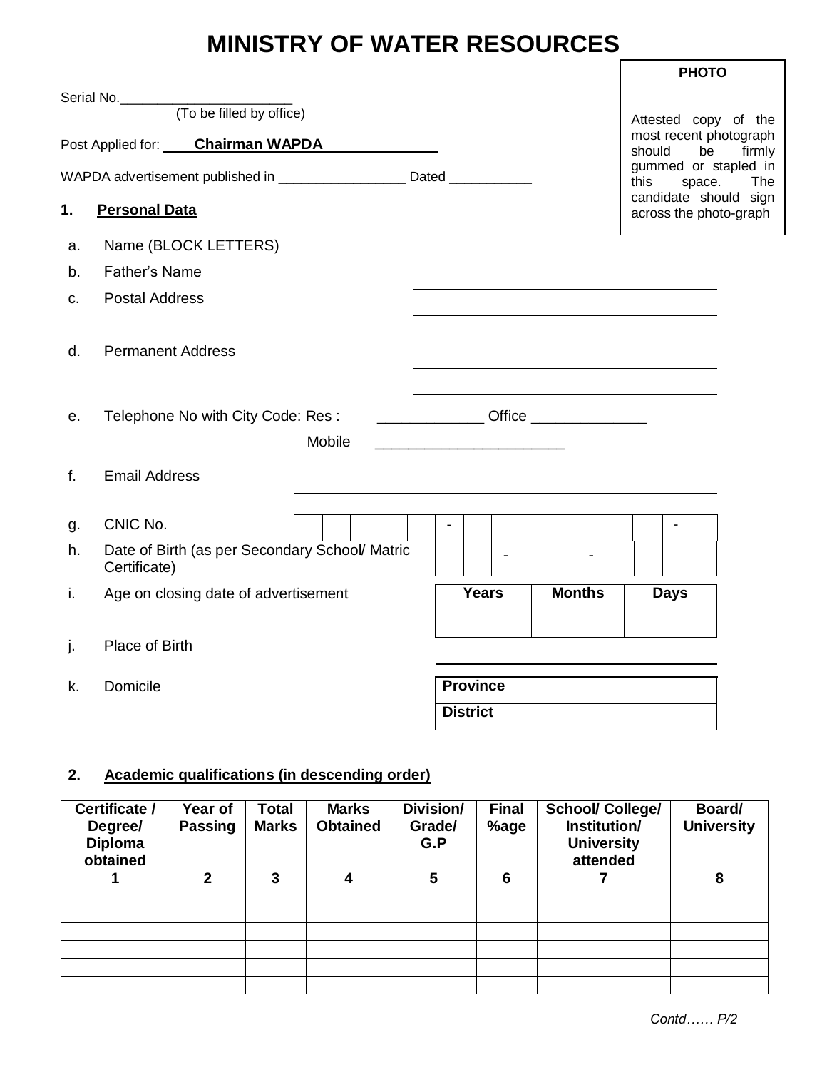# MINISTRY OF WATER RESOURCES

**PHOTO**

Attested copy of the most recent photograph should be firmly gummed or stapled in this space. The candidate should sign across the photo-graph

Serial No.______________________
(To be filled by office)

Post Applied for: **Chairman WAPDA**

WAPDA advertisement published in ________________ Dated ___________

**1. Personal Data**

a. Name (BLOCK LETTERS) ________________________________

b. Father's Name ________________________________

c. Postal Address ________________________________
________________________________

d. Permanent Address ________________________________
________________________________

e. Telephone No with City Code: Res : ____________ Office _____________
Mobile ______________________

f. Email Address ________________________________

g. CNIC No. | | | | | | - | | | | | | | | - | |

h. Date of Birth (as per Secondary School/ Matric Certificate) | | | - | | | - | | | | |

i. Age on closing date of advertisement

| Years | Months | Days |
|---|---|---|
| | | |

j. Place of Birth ________________________________

k. Domicile

| Province | |
|---|---|
| District | |

**2. Academic qualifications (in descending order)**

| Certificate / Degree/ Diploma obtained | Year of Passing | Total Marks | Marks Obtained | Division/ Grade/ G.P | Final %age | School/ College/ Institution/ University attended | Board/ University |
|---|---|---|---|---|---|---|---|
| 1 | 2 | 3 | 4 | 5 | 6 | 7 | 8 |
| | | | | | | | |
| | | | | | | | |
| | | | | | | | |
| | | | | | | | |
| | | | | | | | |
| | | | | | | | |

*Contd…… P/2*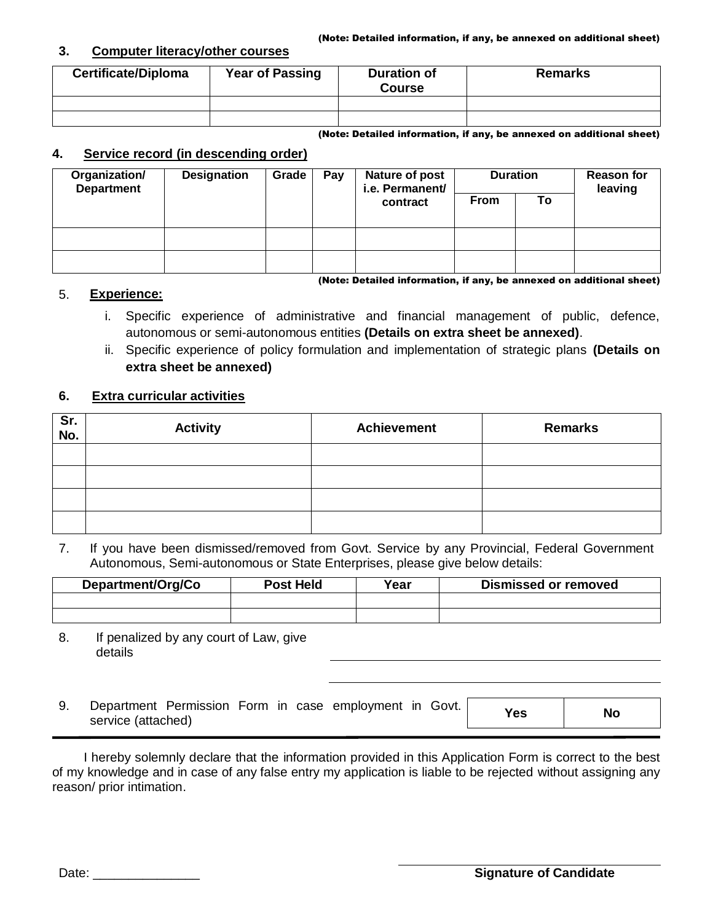(Note: Detailed information, if any, be annexed on additional sheet)

### 3. Computer literacy/other courses

| Certificate/Diploma | Year of Passing | Duration of Course | Remarks |
|---|---|---|---|
| | | | |
| | | | |

(Note: Detailed information, if any, be annexed on additional sheet)

### 4. Service record (in descending order)

| Organization/ Department | Designation | Grade | Pay | Nature of post i.e. Permanent/ contract | Duration | | Reason for leaving |
|---|---|---|---|---|---|---|---|
| | | | | | From | To | |
| | | | | | | | |
| | | | | | | | |

(Note: Detailed information, if any, be annexed on additional sheet)

### 5. Experience:

i. Specific experience of administrative and financial management of public, defence, autonomous or semi-autonomous entities **(Details on extra sheet be annexed)**.

ii. Specific experience of policy formulation and implementation of strategic plans **(Details on extra sheet be annexed)**

### 6. Extra curricular activities

| Sr. No. | Activity | Achievement | Remarks |
|---|---|---|---|
| | | | |
| | | | |
| | | | |
| | | | |

7. If you have been dismissed/removed from Govt. Service by any Provincial, Federal Government Autonomous, Semi-autonomous or State Enterprises, please give below details:

| Department/Org/Co | Post Held | Year | Dismissed or removed |
|---|---|---|---|
| | | | |
| | | | |

8. If penalized by any court of Law, give details ______________________________

______________________________

9. Department Permission Form in case employment in Govt. service (attached)

| Yes | No |
|---|---|

I hereby solemnly declare that the information provided in this Application Form is correct to the best of my knowledge and in case of any false entry my application is liable to be rejected without assigning any reason/ prior intimation.

Date: _______________

**Signature of Candidate**